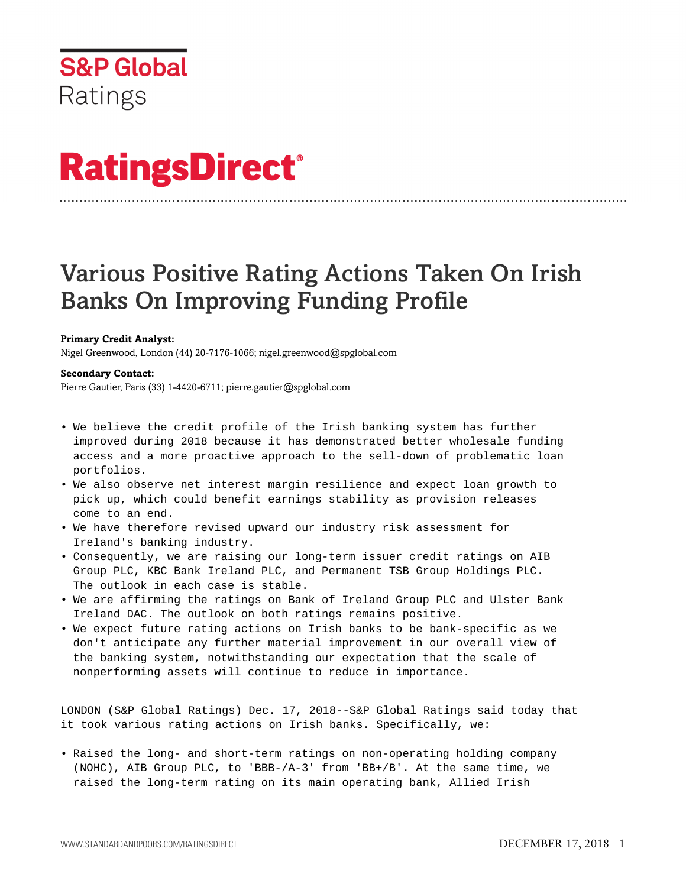S&P Global Ratings

# RatingsDirect®

# Various Positive Rating Actions Taken On Irish Banks On Improving Funding Profile

**Primary Credit Analyst:**
Nigel Greenwood, London (44) 20-7176-1066; nigel.greenwood@spglobal.com

**Secondary Contact:**
Pierre Gautier, Paris (33) 1-4420-6711; pierre.gautier@spglobal.com

- We believe the credit profile of the Irish banking system has further improved during 2018 because it has demonstrated better wholesale funding access and a more proactive approach to the sell-down of problematic loan portfolios.
- We also observe net interest margin resilience and expect loan growth to pick up, which could benefit earnings stability as provision releases come to an end.
- We have therefore revised upward our industry risk assessment for Ireland's banking industry.
- Consequently, we are raising our long-term issuer credit ratings on AIB Group PLC, KBC Bank Ireland PLC, and Permanent TSB Group Holdings PLC. The outlook in each case is stable.
- We are affirming the ratings on Bank of Ireland Group PLC and Ulster Bank Ireland DAC. The outlook on both ratings remains positive.
- We expect future rating actions on Irish banks to be bank-specific as we don't anticipate any further material improvement in our overall view of the banking system, notwithstanding our expectation that the scale of nonperforming assets will continue to reduce in importance.

LONDON (S&P Global Ratings) Dec. 17, 2018--S&P Global Ratings said today that it took various rating actions on Irish banks. Specifically, we:

- Raised the long- and short-term ratings on non-operating holding company (NOHC), AIB Group PLC, to 'BBB-/A-3' from 'BB+/B'. At the same time, we raised the long-term rating on its main operating bank, Allied Irish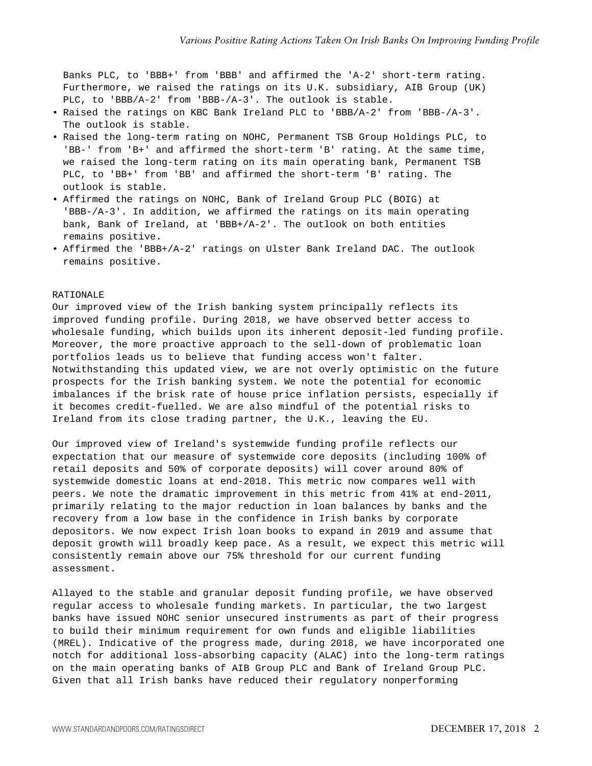Banks PLC, to 'BBB+' from 'BBB' and affirmed the 'A-2' short-term rating. Furthermore, we raised the ratings on its U.K. subsidiary, AIB Group (UK) PLC, to 'BBB/A-2' from 'BBB-/A-3'. The outlook is stable.

- Raised the ratings on KBC Bank Ireland PLC to 'BBB/A-2' from 'BBB-/A-3'. The outlook is stable.
- Raised the long-term rating on NOHC, Permanent TSB Group Holdings PLC, to 'BB-' from 'B+' and affirmed the short-term 'B' rating. At the same time, we raised the long-term rating on its main operating bank, Permanent TSB PLC, to 'BB+' from 'BB' and affirmed the short-term 'B' rating. The outlook is stable.
- Affirmed the ratings on NOHC, Bank of Ireland Group PLC (BOIG) at 'BBB-/A-3'. In addition, we affirmed the ratings on its main operating bank, Bank of Ireland, at 'BBB+/A-2'. The outlook on both entities remains positive.
- Affirmed the 'BBB+/A-2' ratings on Ulster Bank Ireland DAC. The outlook remains positive.

RATIONALE

Our improved view of the Irish banking system principally reflects its improved funding profile. During 2018, we have observed better access to wholesale funding, which builds upon its inherent deposit-led funding profile. Moreover, the more proactive approach to the sell-down of problematic loan portfolios leads us to believe that funding access won't falter. Notwithstanding this updated view, we are not overly optimistic on the future prospects for the Irish banking system. We note the potential for economic imbalances if the brisk rate of house price inflation persists, especially if it becomes credit-fuelled. We are also mindful of the potential risks to Ireland from its close trading partner, the U.K., leaving the EU.

Our improved view of Ireland's systemwide funding profile reflects our expectation that our measure of systemwide core deposits (including 100% of retail deposits and 50% of corporate deposits) will cover around 80% of systemwide domestic loans at end-2018. This metric now compares well with peers. We note the dramatic improvement in this metric from 41% at end-2011, primarily relating to the major reduction in loan balances by banks and the recovery from a low base in the confidence in Irish banks by corporate depositors. We now expect Irish loan books to expand in 2019 and assume that deposit growth will broadly keep pace. As a result, we expect this metric will consistently remain above our 75% threshold for our current funding assessment.

Allayed to the stable and granular deposit funding profile, we have observed regular access to wholesale funding markets. In particular, the two largest banks have issued NOHC senior unsecured instruments as part of their progress to build their minimum requirement for own funds and eligible liabilities (MREL). Indicative of the progress made, during 2018, we have incorporated one notch for additional loss-absorbing capacity (ALAC) into the long-term ratings on the main operating banks of AIB Group PLC and Bank of Ireland Group PLC. Given that all Irish banks have reduced their regulatory nonperforming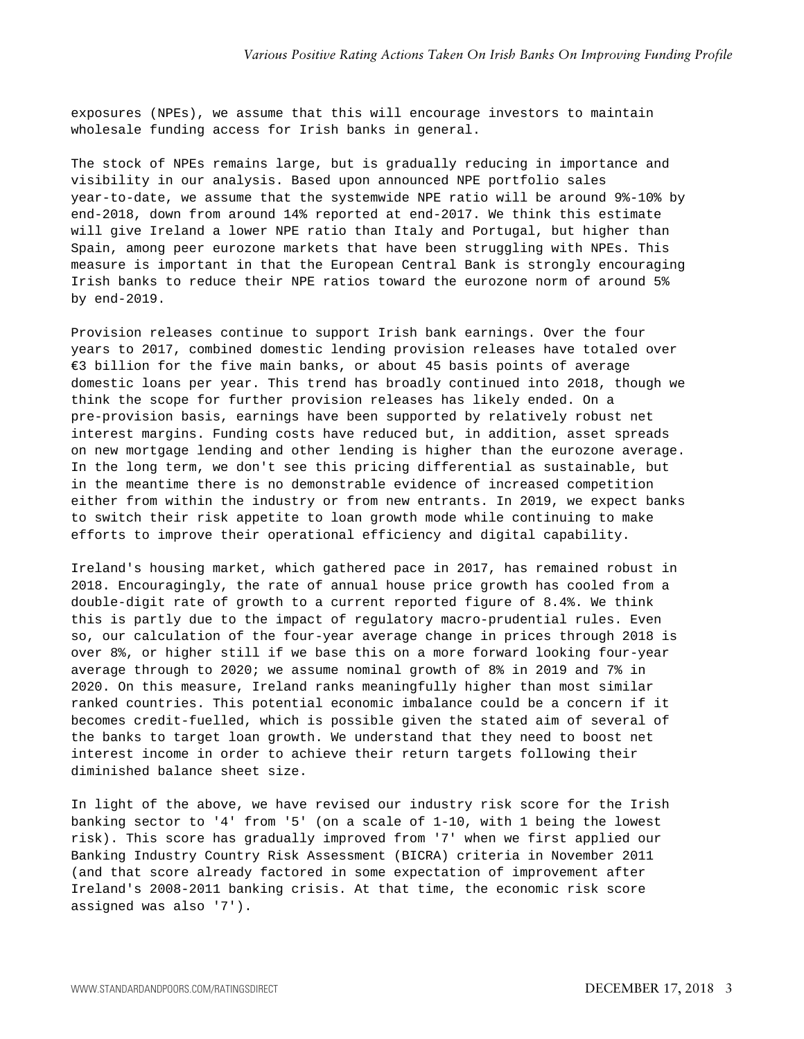exposures (NPEs), we assume that this will encourage investors to maintain wholesale funding access for Irish banks in general.

The stock of NPEs remains large, but is gradually reducing in importance and visibility in our analysis. Based upon announced NPE portfolio sales year-to-date, we assume that the systemwide NPE ratio will be around 9%-10% by end-2018, down from around 14% reported at end-2017. We think this estimate will give Ireland a lower NPE ratio than Italy and Portugal, but higher than Spain, among peer eurozone markets that have been struggling with NPEs. This measure is important in that the European Central Bank is strongly encouraging Irish banks to reduce their NPE ratios toward the eurozone norm of around 5% by end-2019.

Provision releases continue to support Irish bank earnings. Over the four years to 2017, combined domestic lending provision releases have totaled over €3 billion for the five main banks, or about 45 basis points of average domestic loans per year. This trend has broadly continued into 2018, though we think the scope for further provision releases has likely ended. On a pre-provision basis, earnings have been supported by relatively robust net interest margins. Funding costs have reduced but, in addition, asset spreads on new mortgage lending and other lending is higher than the eurozone average. In the long term, we don't see this pricing differential as sustainable, but in the meantime there is no demonstrable evidence of increased competition either from within the industry or from new entrants. In 2019, we expect banks to switch their risk appetite to loan growth mode while continuing to make efforts to improve their operational efficiency and digital capability.

Ireland's housing market, which gathered pace in 2017, has remained robust in 2018. Encouragingly, the rate of annual house price growth has cooled from a double-digit rate of growth to a current reported figure of 8.4%. We think this is partly due to the impact of regulatory macro-prudential rules. Even so, our calculation of the four-year average change in prices through 2018 is over 8%, or higher still if we base this on a more forward looking four-year average through to 2020; we assume nominal growth of 8% in 2019 and 7% in 2020. On this measure, Ireland ranks meaningfully higher than most similar ranked countries. This potential economic imbalance could be a concern if it becomes credit-fuelled, which is possible given the stated aim of several of the banks to target loan growth. We understand that they need to boost net interest income in order to achieve their return targets following their diminished balance sheet size.

In light of the above, we have revised our industry risk score for the Irish banking sector to '4' from '5' (on a scale of 1-10, with 1 being the lowest risk). This score has gradually improved from '7' when we first applied our Banking Industry Country Risk Assessment (BICRA) criteria in November 2011 (and that score already factored in some expectation of improvement after Ireland's 2008-2011 banking crisis. At that time, the economic risk score assigned was also '7').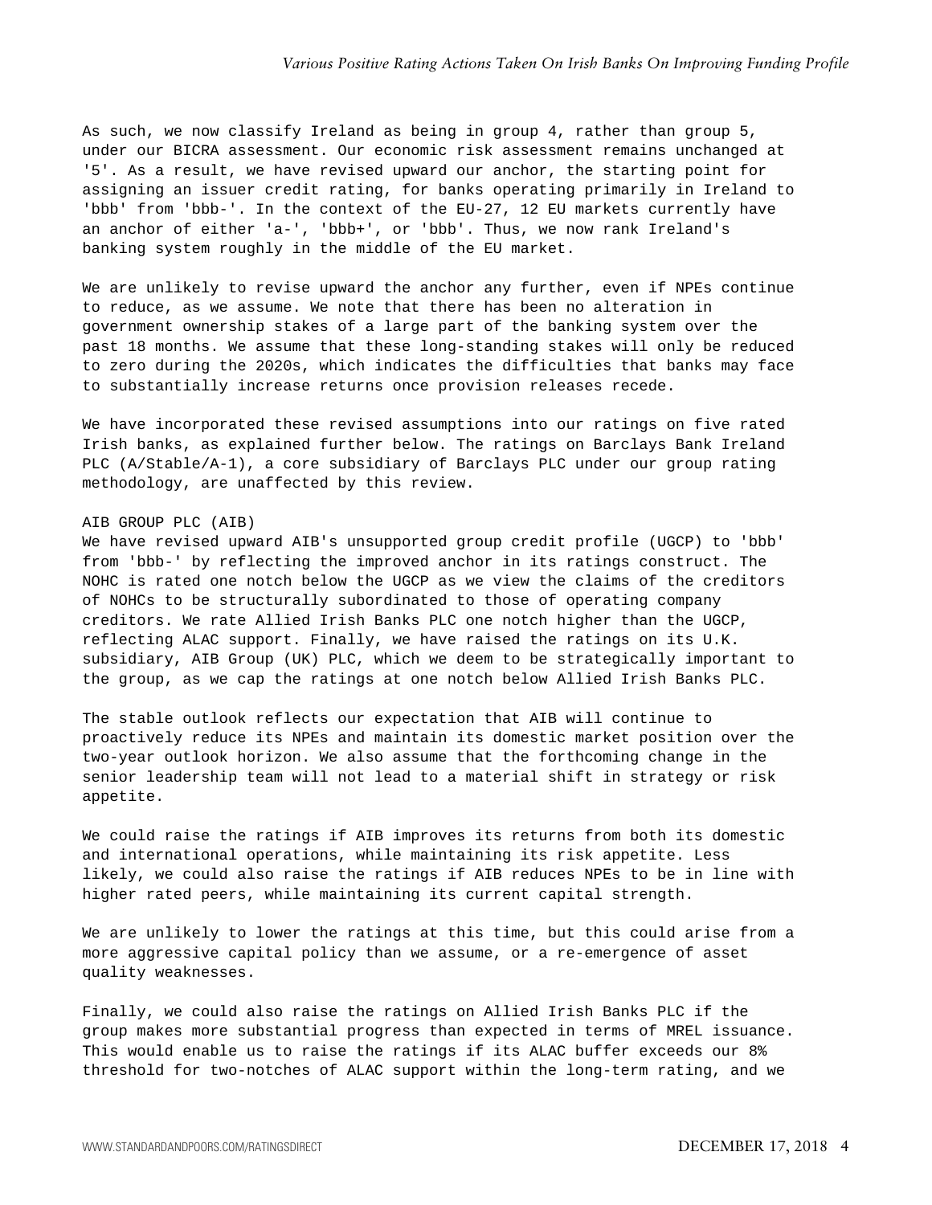As such, we now classify Ireland as being in group 4, rather than group 5, under our BICRA assessment. Our economic risk assessment remains unchanged at '5'. As a result, we have revised upward our anchor, the starting point for assigning an issuer credit rating, for banks operating primarily in Ireland to 'bbb' from 'bbb-'. In the context of the EU-27, 12 EU markets currently have an anchor of either 'a-', 'bbb+', or 'bbb'. Thus, we now rank Ireland's banking system roughly in the middle of the EU market.

We are unlikely to revise upward the anchor any further, even if NPEs continue to reduce, as we assume. We note that there has been no alteration in government ownership stakes of a large part of the banking system over the past 18 months. We assume that these long-standing stakes will only be reduced to zero during the 2020s, which indicates the difficulties that banks may face to substantially increase returns once provision releases recede.

We have incorporated these revised assumptions into our ratings on five rated Irish banks, as explained further below. The ratings on Barclays Bank Ireland PLC (A/Stable/A-1), a core subsidiary of Barclays PLC under our group rating methodology, are unaffected by this review.

### AIB GROUP PLC (AIB)

We have revised upward AIB's unsupported group credit profile (UGCP) to 'bbb' from 'bbb-' by reflecting the improved anchor in its ratings construct. The NOHC is rated one notch below the UGCP as we view the claims of the creditors of NOHCs to be structurally subordinated to those of operating company creditors. We rate Allied Irish Banks PLC one notch higher than the UGCP, reflecting ALAC support. Finally, we have raised the ratings on its U.K. subsidiary, AIB Group (UK) PLC, which we deem to be strategically important to the group, as we cap the ratings at one notch below Allied Irish Banks PLC.

The stable outlook reflects our expectation that AIB will continue to proactively reduce its NPEs and maintain its domestic market position over the two-year outlook horizon. We also assume that the forthcoming change in the senior leadership team will not lead to a material shift in strategy or risk appetite.

We could raise the ratings if AIB improves its returns from both its domestic and international operations, while maintaining its risk appetite. Less likely, we could also raise the ratings if AIB reduces NPEs to be in line with higher rated peers, while maintaining its current capital strength.

We are unlikely to lower the ratings at this time, but this could arise from a more aggressive capital policy than we assume, or a re-emergence of asset quality weaknesses.

Finally, we could also raise the ratings on Allied Irish Banks PLC if the group makes more substantial progress than expected in terms of MREL issuance. This would enable us to raise the ratings if its ALAC buffer exceeds our 8% threshold for two-notches of ALAC support within the long-term rating, and we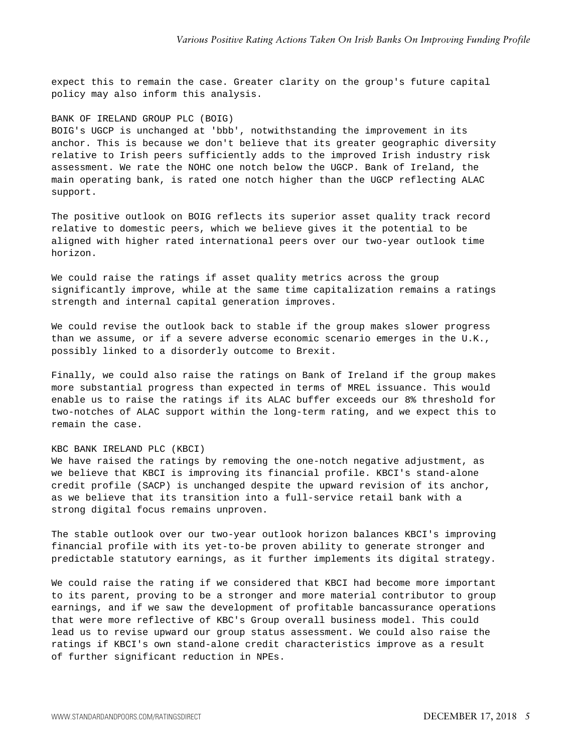expect this to remain the case. Greater clarity on the group's future capital policy may also inform this analysis.

### BANK OF IRELAND GROUP PLC (BOIG)

BOIG's UGCP is unchanged at 'bbb', notwithstanding the improvement in its anchor. This is because we don't believe that its greater geographic diversity relative to Irish peers sufficiently adds to the improved Irish industry risk assessment. We rate the NOHC one notch below the UGCP. Bank of Ireland, the main operating bank, is rated one notch higher than the UGCP reflecting ALAC support.

The positive outlook on BOIG reflects its superior asset quality track record relative to domestic peers, which we believe gives it the potential to be aligned with higher rated international peers over our two-year outlook time horizon.

We could raise the ratings if asset quality metrics across the group significantly improve, while at the same time capitalization remains a ratings strength and internal capital generation improves.

We could revise the outlook back to stable if the group makes slower progress than we assume, or if a severe adverse economic scenario emerges in the U.K., possibly linked to a disorderly outcome to Brexit.

Finally, we could also raise the ratings on Bank of Ireland if the group makes more substantial progress than expected in terms of MREL issuance. This would enable us to raise the ratings if its ALAC buffer exceeds our 8% threshold for two-notches of ALAC support within the long-term rating, and we expect this to remain the case.

### KBC BANK IRELAND PLC (KBCI)

We have raised the ratings by removing the one-notch negative adjustment, as we believe that KBCI is improving its financial profile. KBCI's stand-alone credit profile (SACP) is unchanged despite the upward revision of its anchor, as we believe that its transition into a full-service retail bank with a strong digital focus remains unproven.

The stable outlook over our two-year outlook horizon balances KBCI's improving financial profile with its yet-to-be proven ability to generate stronger and predictable statutory earnings, as it further implements its digital strategy.

We could raise the rating if we considered that KBCI had become more important to its parent, proving to be a stronger and more material contributor to group earnings, and if we saw the development of profitable bancassurance operations that were more reflective of KBC's Group overall business model. This could lead us to revise upward our group status assessment. We could also raise the ratings if KBCI's own stand-alone credit characteristics improve as a result of further significant reduction in NPEs.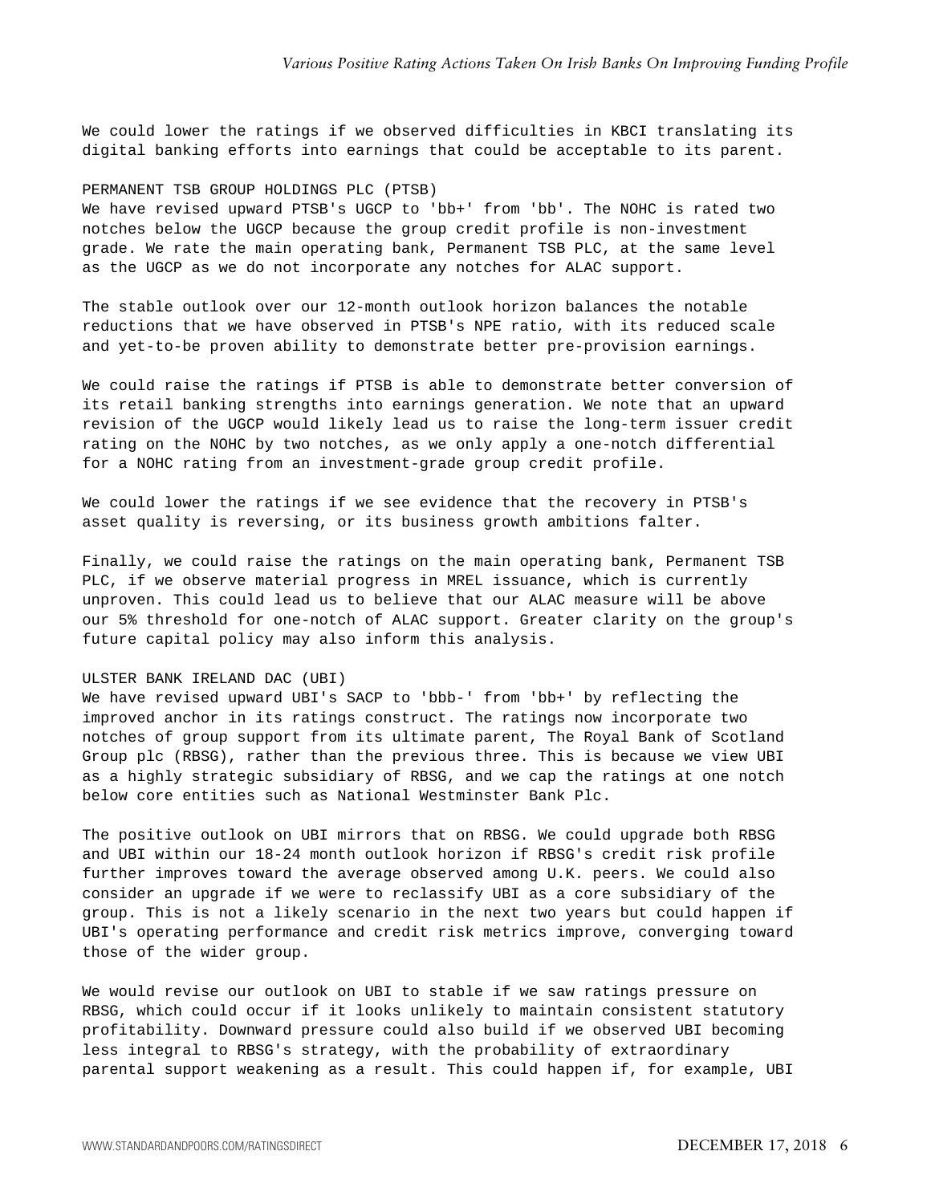We could lower the ratings if we observed difficulties in KBCI translating its digital banking efforts into earnings that could be acceptable to its parent.

### PERMANENT TSB GROUP HOLDINGS PLC (PTSB)

We have revised upward PTSB's UGCP to 'bb+' from 'bb'. The NOHC is rated two notches below the UGCP because the group credit profile is non-investment grade. We rate the main operating bank, Permanent TSB PLC, at the same level as the UGCP as we do not incorporate any notches for ALAC support.

The stable outlook over our 12-month outlook horizon balances the notable reductions that we have observed in PTSB's NPE ratio, with its reduced scale and yet-to-be proven ability to demonstrate better pre-provision earnings.

We could raise the ratings if PTSB is able to demonstrate better conversion of its retail banking strengths into earnings generation. We note that an upward revision of the UGCP would likely lead us to raise the long-term issuer credit rating on the NOHC by two notches, as we only apply a one-notch differential for a NOHC rating from an investment-grade group credit profile.

We could lower the ratings if we see evidence that the recovery in PTSB's asset quality is reversing, or its business growth ambitions falter.

Finally, we could raise the ratings on the main operating bank, Permanent TSB PLC, if we observe material progress in MREL issuance, which is currently unproven. This could lead us to believe that our ALAC measure will be above our 5% threshold for one-notch of ALAC support. Greater clarity on the group's future capital policy may also inform this analysis.

### ULSTER BANK IRELAND DAC (UBI)

We have revised upward UBI's SACP to 'bbb-' from 'bb+' by reflecting the improved anchor in its ratings construct. The ratings now incorporate two notches of group support from its ultimate parent, The Royal Bank of Scotland Group plc (RBSG), rather than the previous three. This is because we view UBI as a highly strategic subsidiary of RBSG, and we cap the ratings at one notch below core entities such as National Westminster Bank Plc.

The positive outlook on UBI mirrors that on RBSG. We could upgrade both RBSG and UBI within our 18-24 month outlook horizon if RBSG's credit risk profile further improves toward the average observed among U.K. peers. We could also consider an upgrade if we were to reclassify UBI as a core subsidiary of the group. This is not a likely scenario in the next two years but could happen if UBI's operating performance and credit risk metrics improve, converging toward those of the wider group.

We would revise our outlook on UBI to stable if we saw ratings pressure on RBSG, which could occur if it looks unlikely to maintain consistent statutory profitability. Downward pressure could also build if we observed UBI becoming less integral to RBSG's strategy, with the probability of extraordinary parental support weakening as a result. This could happen if, for example, UBI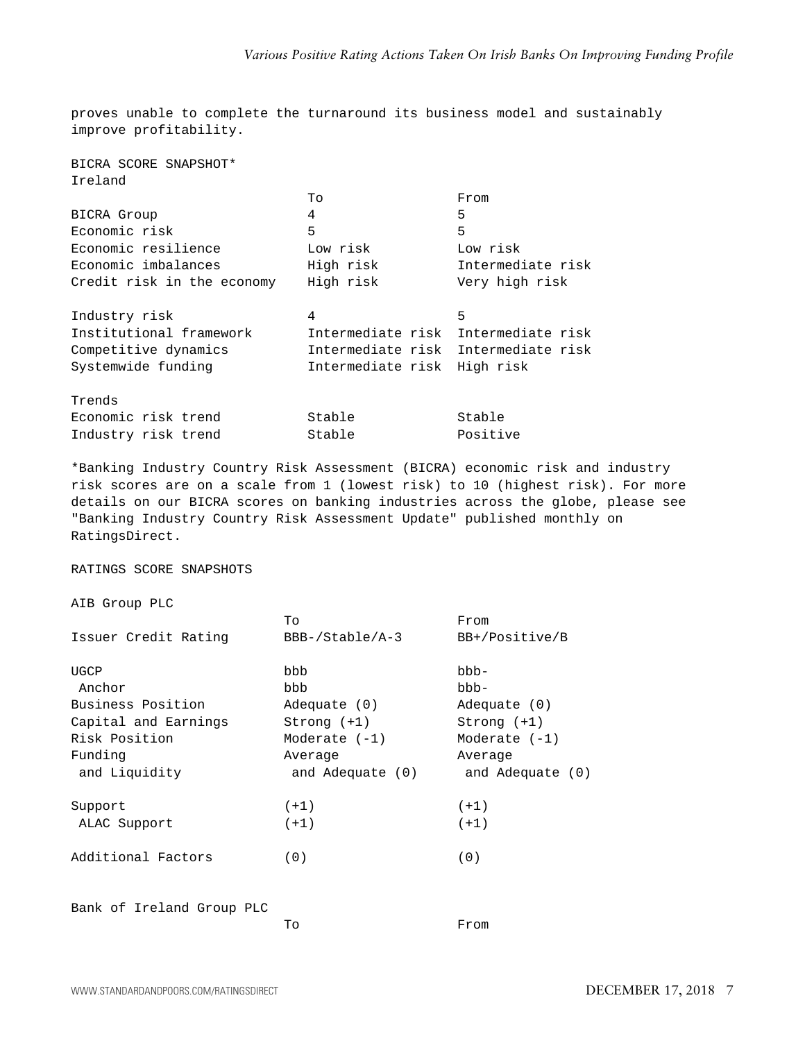proves unable to complete the turnaround its business model and sustainably improve profitability.

BICRA SCORE SNAPSHOT*

Ireland

| | To | From |
|---|---|---|
| BICRA Group | 4 | 5 |
| Economic risk | 5 | 5 |
| Economic resilience | Low risk | Low risk |
| Economic imbalances | High risk | Intermediate risk |
| Credit risk in the economy | High risk | Very high risk |
| | | |
| Industry risk | 4 | 5 |
| Institutional framework | Intermediate risk | Intermediate risk |
| Competitive dynamics | Intermediate risk | Intermediate risk |
| Systemwide funding | Intermediate risk | High risk |
| | | |
| Trends | | |
| Economic risk trend | Stable | Stable |
| Industry risk trend | Stable | Positive |

*Banking Industry Country Risk Assessment (BICRA) economic risk and industry risk scores are on a scale from 1 (lowest risk) to 10 (highest risk). For more details on our BICRA scores on banking industries across the globe, please see "Banking Industry Country Risk Assessment Update" published monthly on RatingsDirect.

RATINGS SCORE SNAPSHOTS

AIB Group PLC

| | To | From |
|---|---|---|
| Issuer Credit Rating | BBB-/Stable/A-3 | BB+/Positive/B |
| | | |
| UGCP | bbb | bbb- |
| Anchor | bbb | bbb- |
| Business Position | Adequate (0) | Adequate (0) |
| Capital and Earnings | Strong (+1) | Strong (+1) |
| Risk Position | Moderate (-1) | Moderate (-1) |
| Funding and Liquidity | Average and Adequate (0) | Average and Adequate (0) |
| | | |
| Support | (+1) | (+1) |
| ALAC Support | (+1) | (+1) |
| | | |
| Additional Factors | (0) | (0) |

Bank of Ireland Group PLC

| | To | From |
|---|---|---|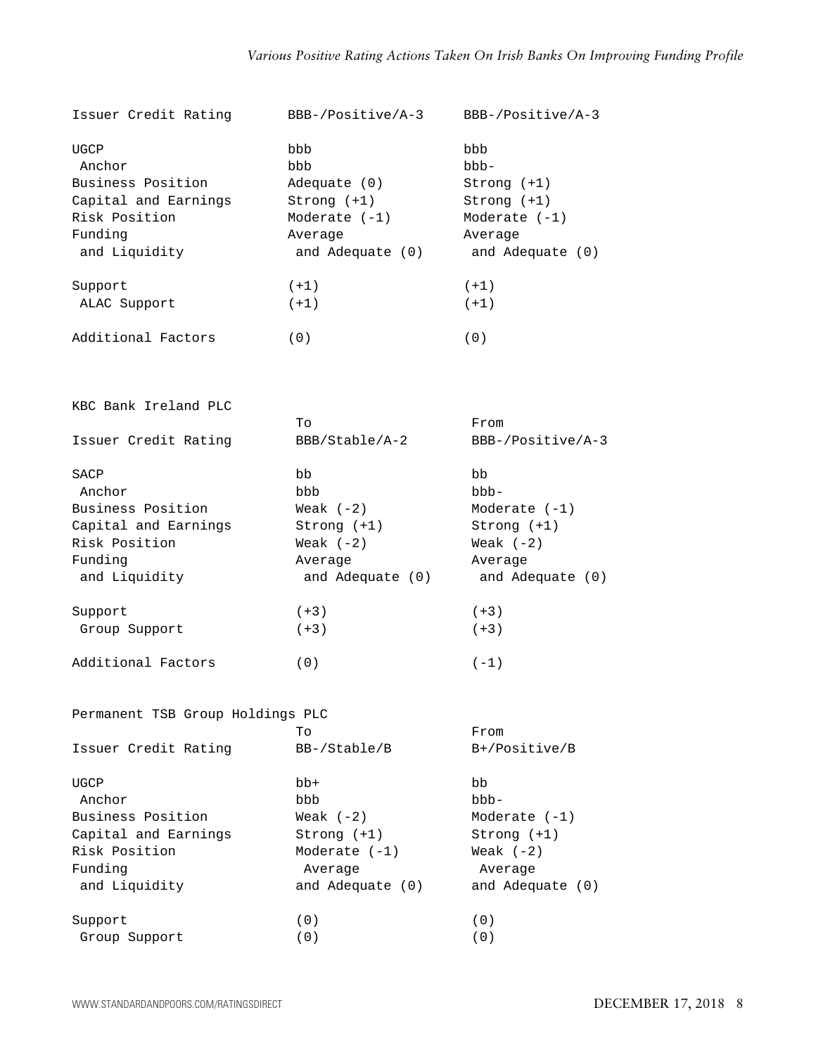| | | |
|---|---|---|
| Issuer Credit Rating | BBB-/Positive/A-3 | BBB-/Positive/A-3 |
| UGCP | bbb | bbb |
| Anchor | bbb | bbb- |
| Business Position | Adequate (0) | Strong (+1) |
| Capital and Earnings | Strong (+1) | Strong (+1) |
| Risk Position | Moderate (-1) | Moderate (-1) |
| Funding and Liquidity | Average and Adequate (0) | Average and Adequate (0) |
| Support | (+1) | (+1) |
| ALAC Support | (+1) | (+1) |
| Additional Factors | (0) | (0) |

KBC Bank Ireland PLC

| | To | From |
|---|---|---|
| Issuer Credit Rating | BBB/Stable/A-2 | BBB-/Positive/A-3 |
| SACP | bb | bb |
| Anchor | bbb | bbb- |
| Business Position | Weak (-2) | Moderate (-1) |
| Capital and Earnings | Strong (+1) | Strong (+1) |
| Risk Position | Weak (-2) | Weak (-2) |
| Funding and Liquidity | Average and Adequate (0) | Average and Adequate (0) |
| Support | (+3) | (+3) |
| Group Support | (+3) | (+3) |
| Additional Factors | (0) | (-1) |

Permanent TSB Group Holdings PLC

| | To | From |
|---|---|---|
| Issuer Credit Rating | BB-/Stable/B | B+/Positive/B |
| UGCP | bb+ | bb |
| Anchor | bbb | bbb- |
| Business Position | Weak (-2) | Moderate (-1) |
| Capital and Earnings | Strong (+1) | Strong (+1) |
| Risk Position | Moderate (-1) | Weak (-2) |
| Funding and Liquidity | Average and Adequate (0) | Average and Adequate (0) |
| Support | (0) | (0) |
| Group Support | (0) | (0) |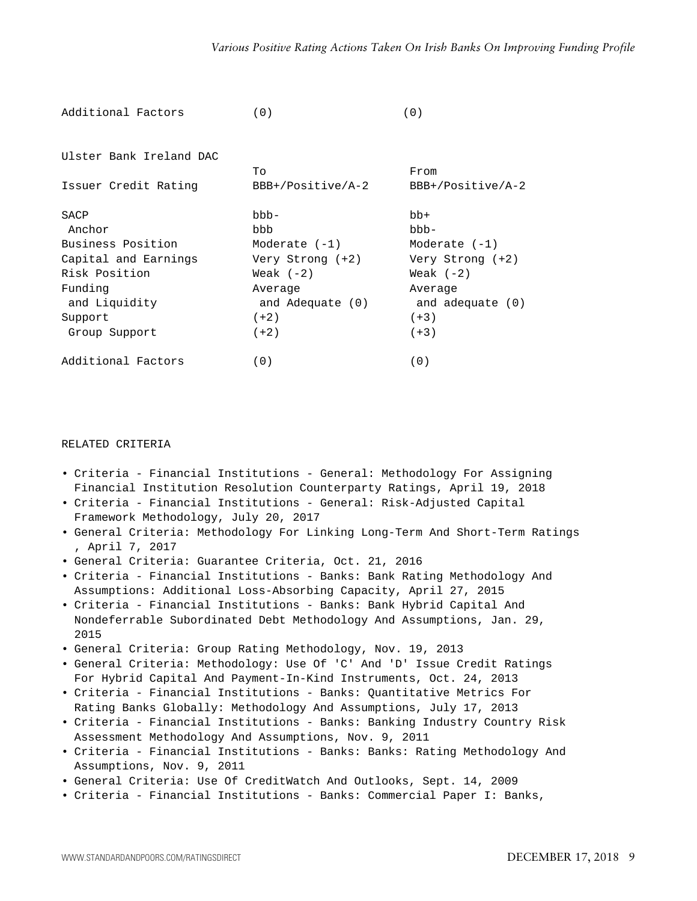| Additional Factors | (0) | (0) |
|---|---|---|

**Ulster Bank Ireland DAC**

| | To | From |
|---|---|---|
| Issuer Credit Rating | BBB+/Positive/A-2 | BBB+/Positive/A-2 |
| SACP | bbb- | bb+ |
| Anchor | bbb | bbb- |
| Business Position | Moderate (-1) | Moderate (-1) |
| Capital and Earnings | Very Strong (+2) | Very Strong (+2) |
| Risk Position | Weak (-2) | Weak (-2) |
| Funding and Liquidity | Average and Adequate (0) | Average and adequate (0) |
| Support | (+2) | (+3) |
| Group Support | (+2) | (+3) |
| Additional Factors | (0) | (0) |

RELATED CRITERIA

- Criteria - Financial Institutions - General: Methodology For Assigning Financial Institution Resolution Counterparty Ratings, April 19, 2018
- Criteria - Financial Institutions - General: Risk-Adjusted Capital Framework Methodology, July 20, 2017
- General Criteria: Methodology For Linking Long-Term And Short-Term Ratings , April 7, 2017
- General Criteria: Guarantee Criteria, Oct. 21, 2016
- Criteria - Financial Institutions - Banks: Bank Rating Methodology And Assumptions: Additional Loss-Absorbing Capacity, April 27, 2015
- Criteria - Financial Institutions - Banks: Bank Hybrid Capital And Nondeferrable Subordinated Debt Methodology And Assumptions, Jan. 29, 2015
- General Criteria: Group Rating Methodology, Nov. 19, 2013
- General Criteria: Methodology: Use Of 'C' And 'D' Issue Credit Ratings For Hybrid Capital And Payment-In-Kind Instruments, Oct. 24, 2013
- Criteria - Financial Institutions - Banks: Quantitative Metrics For Rating Banks Globally: Methodology And Assumptions, July 17, 2013
- Criteria - Financial Institutions - Banks: Banking Industry Country Risk Assessment Methodology And Assumptions, Nov. 9, 2011
- Criteria - Financial Institutions - Banks: Banks: Rating Methodology And Assumptions, Nov. 9, 2011
- General Criteria: Use Of CreditWatch And Outlooks, Sept. 14, 2009
- Criteria - Financial Institutions - Banks: Commercial Paper I: Banks,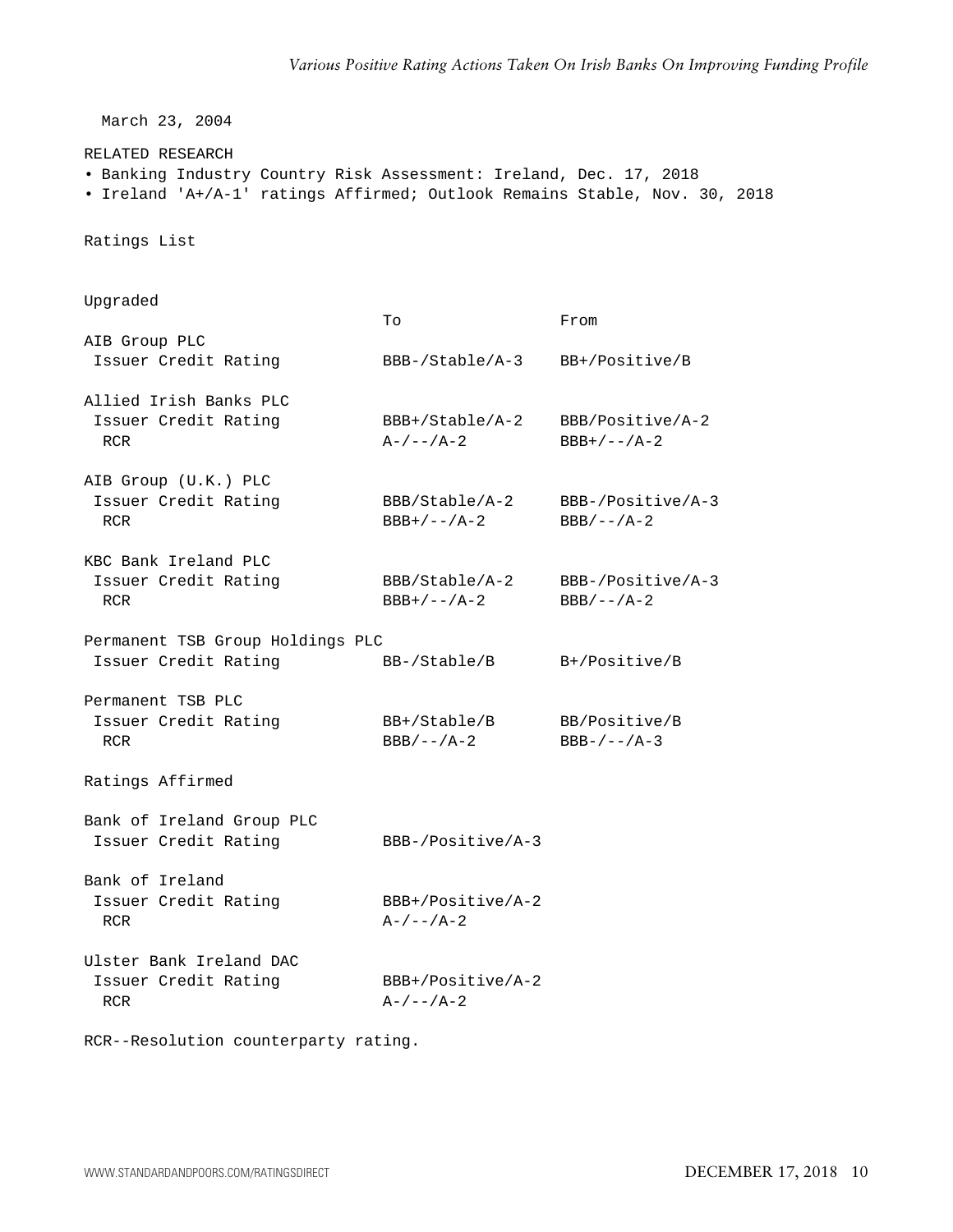March 23, 2004

RELATED RESEARCH

- Banking Industry Country Risk Assessment: Ireland, Dec. 17, 2018
- Ireland 'A+/A-1' ratings Affirmed; Outlook Remains Stable, Nov. 30, 2018

Ratings List

**Upgraded**

| | To | From |
|---|---|---|
| **AIB Group PLC** | | |
| Issuer Credit Rating | BBB-/Stable/A-3 | BB+/Positive/B |
| **Allied Irish Banks PLC** | | |
| Issuer Credit Rating | BBB+/Stable/A-2 | BBB/Positive/A-2 |
| RCR | A-/--/A-2 | BBB+/--/A-2 |
| **AIB Group (U.K.) PLC** | | |
| Issuer Credit Rating | BBB/Stable/A-2 | BBB-/Positive/A-3 |
| RCR | BBB+/--/A-2 | BBB/--/A-2 |
| **KBC Bank Ireland PLC** | | |
| Issuer Credit Rating | BBB/Stable/A-2 | BBB-/Positive/A-3 |
| RCR | BBB+/--/A-2 | BBB/--/A-2 |
| **Permanent TSB Group Holdings PLC** | | |
| Issuer Credit Rating | BB-/Stable/B | B+/Positive/B |
| **Permanent TSB PLC** | | |
| Issuer Credit Rating | BB+/Stable/B | BB/Positive/B |
| RCR | BBB/--/A-2 | BBB-/--/A-3 |

**Ratings Affirmed**

| | |
|---|---|
| **Bank of Ireland Group PLC** | |
| Issuer Credit Rating | BBB-/Positive/A-3 |
| **Bank of Ireland** | |
| Issuer Credit Rating | BBB+/Positive/A-2 |
| RCR | A-/--/A-2 |
| **Ulster Bank Ireland DAC** | |
| Issuer Credit Rating | BBB+/Positive/A-2 |
| RCR | A-/--/A-2 |

RCR--Resolution counterparty rating.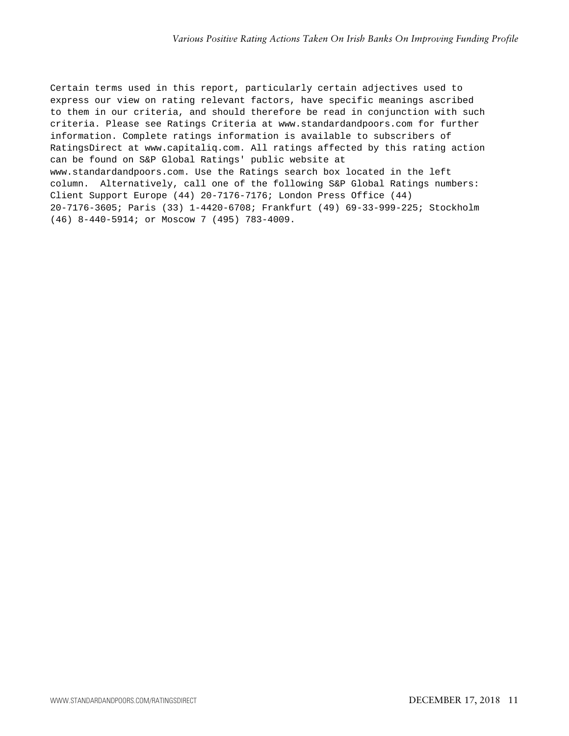Certain terms used in this report, particularly certain adjectives used to express our view on rating relevant factors, have specific meanings ascribed to them in our criteria, and should therefore be read in conjunction with such criteria. Please see Ratings Criteria at www.standardandpoors.com for further information. Complete ratings information is available to subscribers of RatingsDirect at www.capitaliq.com. All ratings affected by this rating action can be found on S&P Global Ratings' public website at www.standardandpoors.com. Use the Ratings search box located in the left column. Alternatively, call one of the following S&P Global Ratings numbers: Client Support Europe (44) 20-7176-7176; London Press Office (44) 20-7176-3605; Paris (33) 1-4420-6708; Frankfurt (49) 69-33-999-225; Stockholm (46) 8-440-5914; or Moscow 7 (495) 783-4009.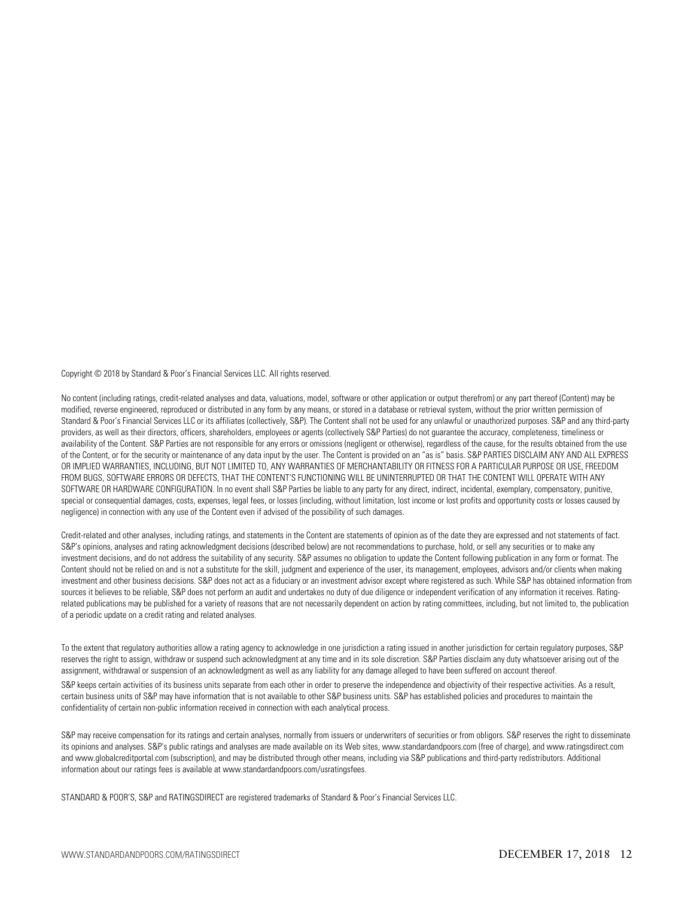Copyright © 2018 by Standard & Poor's Financial Services LLC. All rights reserved.

No content (including ratings, credit-related analyses and data, valuations, model, software or other application or output therefrom) or any part thereof (Content) may be modified, reverse engineered, reproduced or distributed in any form by any means, or stored in a database or retrieval system, without the prior written permission of Standard & Poor's Financial Services LLC or its affiliates (collectively, S&P). The Content shall not be used for any unlawful or unauthorized purposes. S&P and any third-party providers, as well as their directors, officers, shareholders, employees or agents (collectively S&P Parties) do not guarantee the accuracy, completeness, timeliness or availability of the Content. S&P Parties are not responsible for any errors or omissions (negligent or otherwise), regardless of the cause, for the results obtained from the use of the Content, or for the security or maintenance of any data input by the user. The Content is provided on an "as is" basis. S&P PARTIES DISCLAIM ANY AND ALL EXPRESS OR IMPLIED WARRANTIES, INCLUDING, BUT NOT LIMITED TO, ANY WARRANTIES OF MERCHANTABILITY OR FITNESS FOR A PARTICULAR PURPOSE OR USE, FREEDOM FROM BUGS, SOFTWARE ERRORS OR DEFECTS, THAT THE CONTENT'S FUNCTIONING WILL BE UNINTERRUPTED OR THAT THE CONTENT WILL OPERATE WITH ANY SOFTWARE OR HARDWARE CONFIGURATION. In no event shall S&P Parties be liable to any party for any direct, indirect, incidental, exemplary, compensatory, punitive, special or consequential damages, costs, expenses, legal fees, or losses (including, without limitation, lost income or lost profits and opportunity costs or losses caused by negligence) in connection with any use of the Content even if advised of the possibility of such damages.

Credit-related and other analyses, including ratings, and statements in the Content are statements of opinion as of the date they are expressed and not statements of fact. S&P's opinions, analyses and rating acknowledgment decisions (described below) are not recommendations to purchase, hold, or sell any securities or to make any investment decisions, and do not address the suitability of any security. S&P assumes no obligation to update the Content following publication in any form or format. The Content should not be relied on and is not a substitute for the skill, judgment and experience of the user, its management, employees, advisors and/or clients when making investment and other business decisions. S&P does not act as a fiduciary or an investment advisor except where registered as such. While S&P has obtained information from sources it believes to be reliable, S&P does not perform an audit and undertakes no duty of due diligence or independent verification of any information it receives. Rating-related publications may be published for a variety of reasons that are not necessarily dependent on action by rating committees, including, but not limited to, the publication of a periodic update on a credit rating and related analyses.

To the extent that regulatory authorities allow a rating agency to acknowledge in one jurisdiction a rating issued in another jurisdiction for certain regulatory purposes, S&P reserves the right to assign, withdraw or suspend such acknowledgment at any time and in its sole discretion. S&P Parties disclaim any duty whatsoever arising out of the assignment, withdrawal or suspension of an acknowledgment as well as any liability for any damage alleged to have been suffered on account thereof.

S&P keeps certain activities of its business units separate from each other in order to preserve the independence and objectivity of their respective activities. As a result, certain business units of S&P may have information that is not available to other S&P business units. S&P has established policies and procedures to maintain the confidentiality of certain non-public information received in connection with each analytical process.

S&P may receive compensation for its ratings and certain analyses, normally from issuers or underwriters of securities or from obligors. S&P reserves the right to disseminate its opinions and analyses. S&P's public ratings and analyses are made available on its Web sites, www.standardandpoors.com (free of charge), and www.ratingsdirect.com and www.globalcreditportal.com (subscription), and may be distributed through other means, including via S&P publications and third-party redistributors. Additional information about our ratings fees is available at www.standardandpoors.com/usratingsfees.

STANDARD & POOR'S, S&P and RATINGSDIRECT are registered trademarks of Standard & Poor's Financial Services LLC.